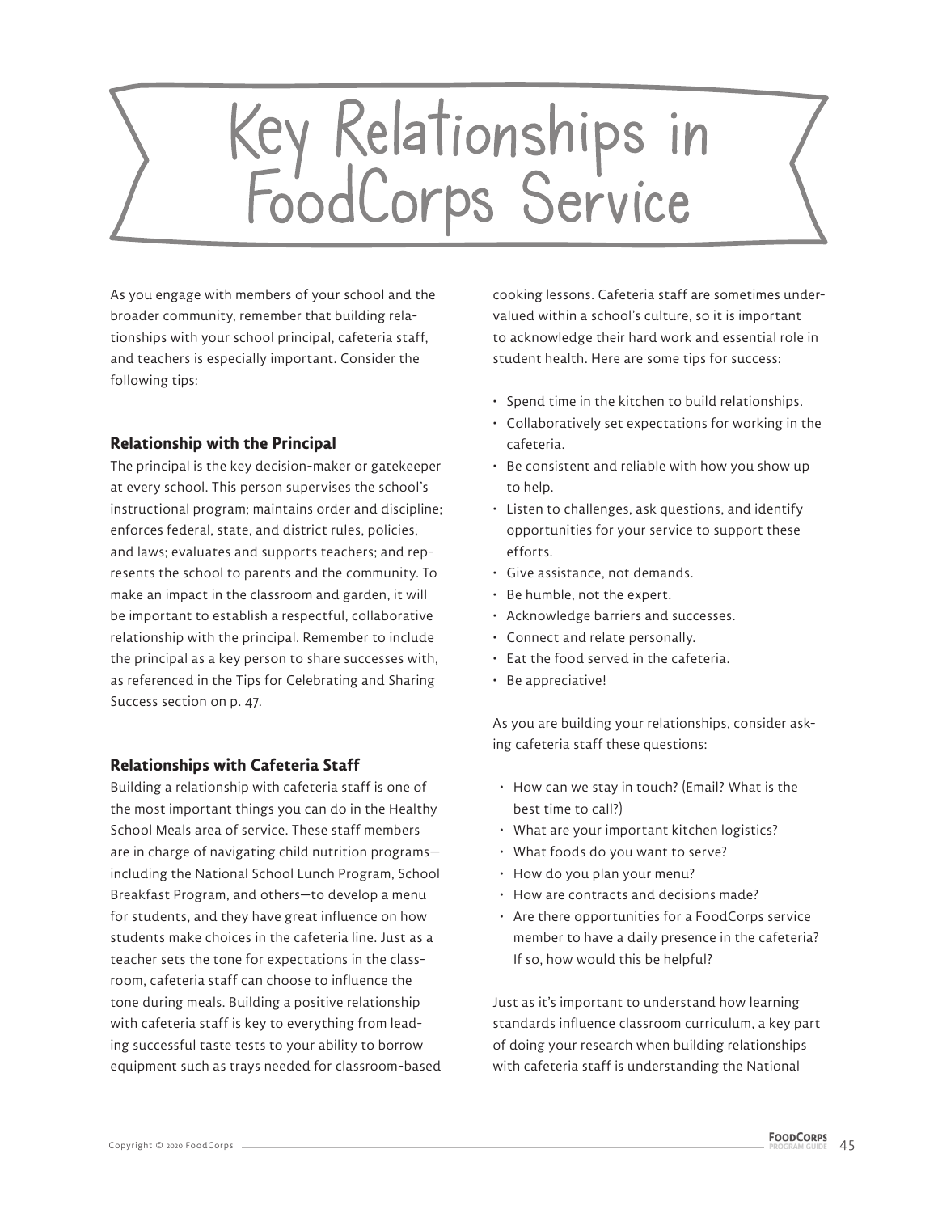# Key Relationships in FoodCorps Service

As you engage with members of your school and the broader community, remember that building relationships with your school principal, cafeteria staff, and teachers is especially important. Consider the following tips:

### Relationship with the Principal

The principal is the key decision-maker or gatekeeper at every school. This person supervises the school's instructional program; maintains order and discipline; enforces federal, state, and district rules, policies, and laws; evaluates and supports teachers; and represents the school to parents and the community. To make an impact in the classroom and garden, it will be important to establish a respectful, collaborative relationship with the principal. Remember to include the principal as a key person to share successes with, as referenced in the Tips for Celebrating and Sharing Success section on p. 47.

### Relationships with Cafeteria Staff

Building a relationship with cafeteria staff is one of the most important things you can do in the Healthy School Meals area of service. These staff members are in charge of navigating child nutrition programs—including the National School Lunch Program, School Breakfast Program, and others—to develop a menu for students, and they have great influence on how students make choices in the cafeteria line. Just as a teacher sets the tone for expectations in the classroom, cafeteria staff can choose to influence the tone during meals. Building a positive relationship with cafeteria staff is key to everything from leading successful taste tests to your ability to borrow equipment such as trays needed for classroom-based cooking lessons. Cafeteria staff are sometimes undervalued within a school's culture, so it is important to acknowledge their hard work and essential role in student health. Here are some tips for success:

- Spend time in the kitchen to build relationships.
- Collaboratively set expectations for working in the cafeteria.
- Be consistent and reliable with how you show up to help.
- Listen to challenges, ask questions, and identify opportunities for your service to support these efforts.
- Give assistance, not demands.
- Be humble, not the expert.
- Acknowledge barriers and successes.
- Connect and relate personally.
- Eat the food served in the cafeteria.
- Be appreciative!

As you are building your relationships, consider asking cafeteria staff these questions:

- How can we stay in touch? (Email? What is the best time to call?)
- What are your important kitchen logistics?
- What foods do you want to serve?
- How do you plan your menu?
- How are contracts and decisions made?
- Are there opportunities for a FoodCorps service member to have a daily presence in the cafeteria? If so, how would this be helpful?

Just as it's important to understand how learning standards influence classroom curriculum, a key part of doing your research when building relationships with cafeteria staff is understanding the National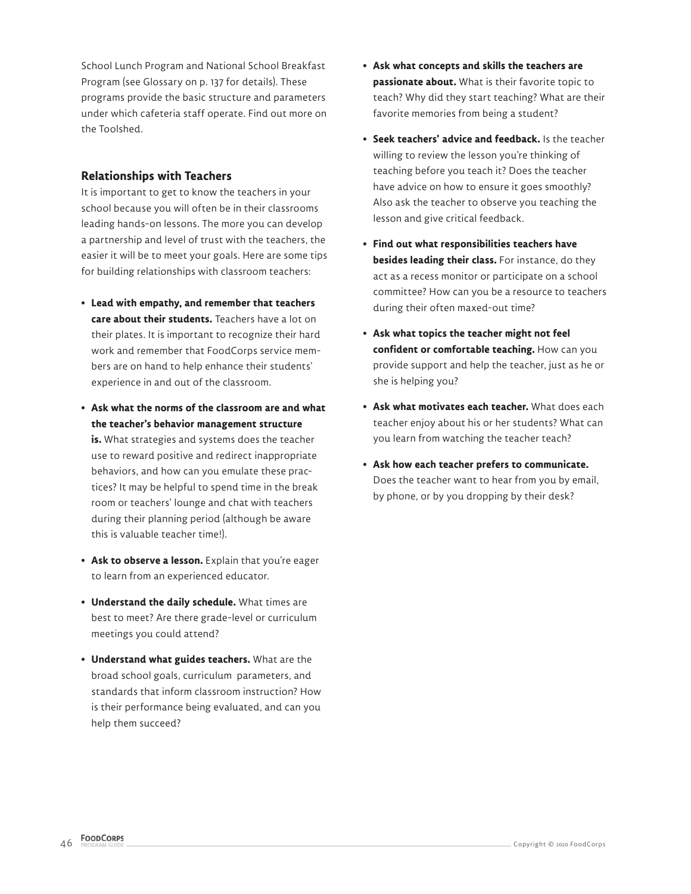School Lunch Program and National School Breakfast Program (see Glossary on p. 137 for details). These programs provide the basic structure and parameters under which cafeteria staff operate. Find out more on the Toolshed.

### Relationships with Teachers

It is important to get to know the teachers in your school because you will often be in their classrooms leading hands-on lessons. The more you can develop a partnership and level of trust with the teachers, the easier it will be to meet your goals. Here are some tips for building relationships with classroom teachers:

- **Lead with empathy, and remember that teachers care about their students.** Teachers have a lot on their plates. It is important to recognize their hard work and remember that FoodCorps service members are on hand to help enhance their students' experience in and out of the classroom.
- **Ask what the norms of the classroom are and what the teacher's behavior management structure is.** What strategies and systems does the teacher use to reward positive and redirect inappropriate behaviors, and how can you emulate these practices? It may be helpful to spend time in the break room or teachers' lounge and chat with teachers during their planning period (although be aware this is valuable teacher time!).
- **Ask to observe a lesson.** Explain that you're eager to learn from an experienced educator.
- **Understand the daily schedule.** What times are best to meet? Are there grade-level or curriculum meetings you could attend?
- **Understand what guides teachers.** What are the broad school goals, curriculum parameters, and standards that inform classroom instruction? How is their performance being evaluated, and can you help them succeed?
- **Ask what concepts and skills the teachers are passionate about.** What is their favorite topic to teach? Why did they start teaching? What are their favorite memories from being a student?
- **Seek teachers' advice and feedback.** Is the teacher willing to review the lesson you're thinking of teaching before you teach it? Does the teacher have advice on how to ensure it goes smoothly? Also ask the teacher to observe you teaching the lesson and give critical feedback.
- **Find out what responsibilities teachers have besides leading their class.** For instance, do they act as a recess monitor or participate on a school committee? How can you be a resource to teachers during their often maxed-out time?
- **Ask what topics the teacher might not feel confident or comfortable teaching.** How can you provide support and help the teacher, just as he or she is helping you?
- **Ask what motivates each teacher.** What does each teacher enjoy about his or her students? What can you learn from watching the teacher teach?
- **Ask how each teacher prefers to communicate.** Does the teacher want to hear from you by email, by phone, or by you dropping by their desk?